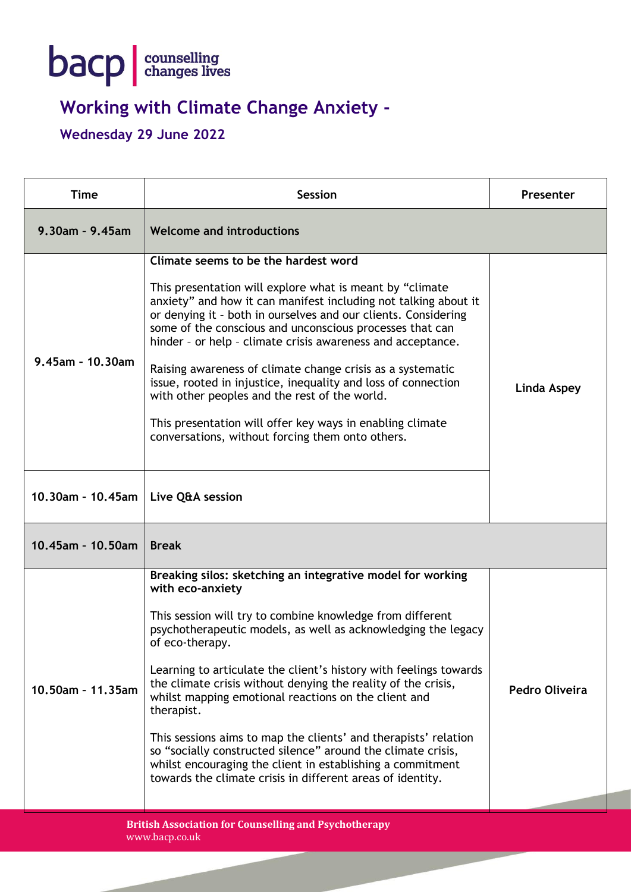# Working with Climate Change Anxiety -

## Wednesday 29 June 2022

| Time | Session | Presenter |
|---|---|---|
| 9.30am – 9.45am | **Welcome and introductions** | |
| 9.45am – 10.30am | **Climate seems to be the hardest word**<br><br>This presentation will explore what is meant by "climate anxiety" and how it can manifest including not talking about it or denying it – both in ourselves and our clients. Considering some of the conscious and unconscious processes that can hinder – or help – climate crisis awareness and acceptance.<br><br>Raising awareness of climate change crisis as a systematic issue, rooted in injustice, inequality and loss of connection with other peoples and the rest of the world.<br><br>This presentation will offer key ways in enabling climate conversations, without forcing them onto others. | Linda Aspey |
| 10.30am – 10.45am | **Live Q&A session** | Linda Aspey |
| 10.45am – 10.50am | **Break** | |
| 10.50am – 11.35am | **Breaking silos: sketching an integrative model for working with eco-anxiety**<br><br>This session will try to combine knowledge from different psychotherapeutic models, as well as acknowledging the legacy of eco-therapy.<br><br>Learning to articulate the client's history with feelings towards the climate crisis without denying the reality of the crisis, whilst mapping emotional reactions on the client and therapist.<br><br>This sessions aims to map the clients' and therapists' relation so "socially constructed silence" around the climate crisis, whilst encouraging the client in establishing a commitment towards the climate crisis in different areas of identity. | Pedro Oliveira |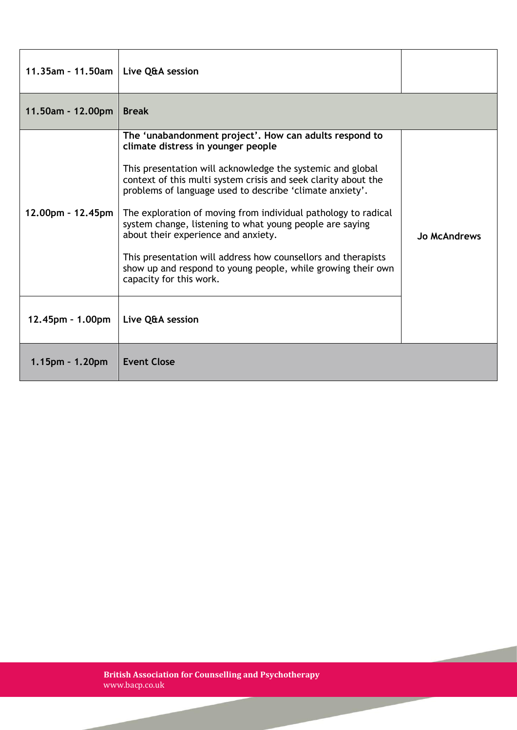| | | |
|---|---|---|
| 11.35am - 11.50am | **Live Q&A session** | |
| 11.50am - 12.00pm | **Break** | |
| 12.00pm - 12.45pm | **The 'unabandonment project'. How can adults respond to climate distress in younger people**<br><br>This presentation will acknowledge the systemic and global context of this multi system crisis and seek clarity about the problems of language used to describe 'climate anxiety'.<br><br>The exploration of moving from individual pathology to radical system change, listening to what young people are saying about their experience and anxiety.<br><br>This presentation will address how counsellors and therapists show up and respond to young people, while growing their own capacity for this work. | **Jo McAndrews** |
| 12.45pm - 1.00pm | **Live Q&A session** | |
| 1.15pm - 1.20pm | **Event Close** | |

**British Association for Counselling and Psychotherapy**
www.bacp.co.uk